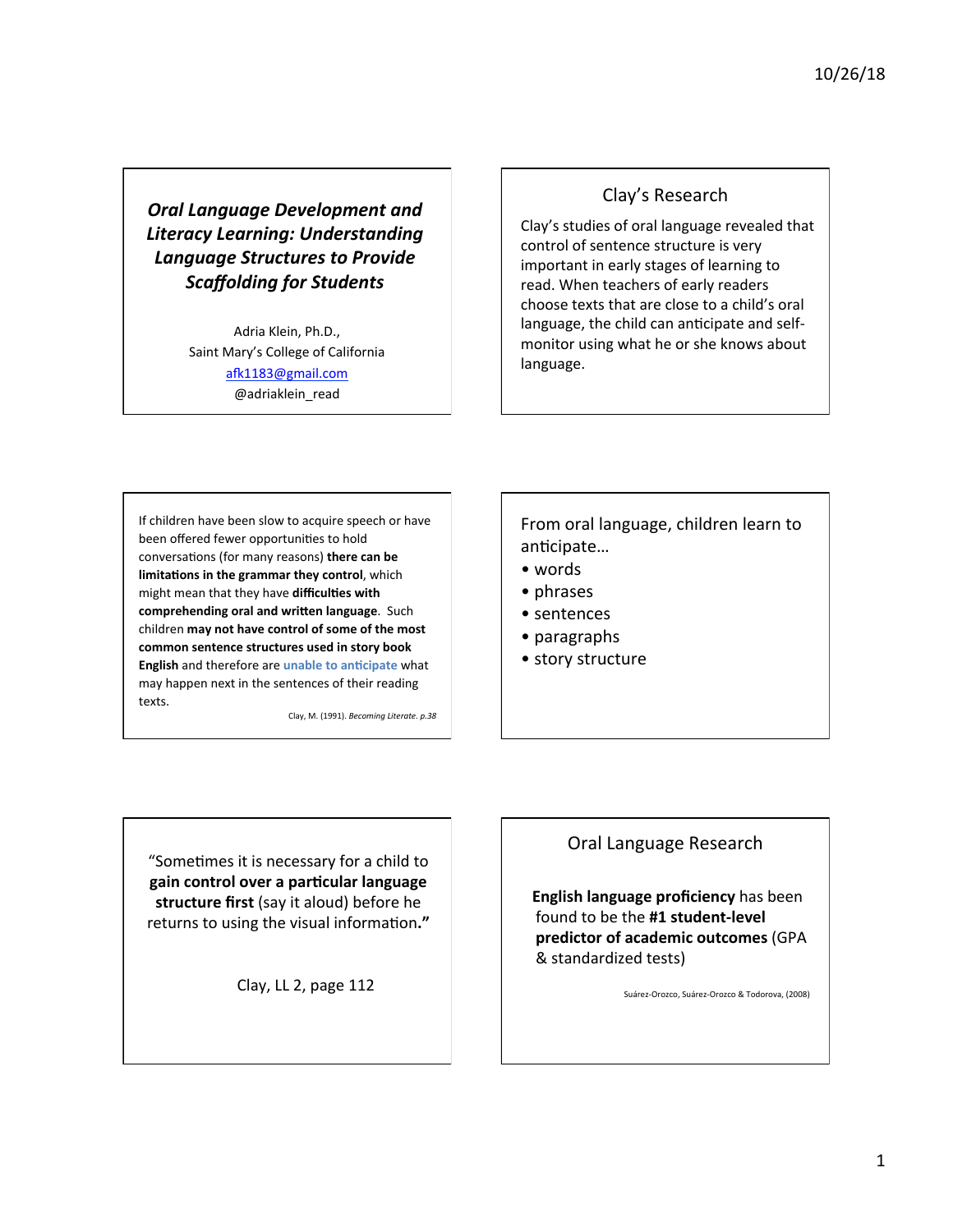# *Oral Language Development and Literacy Learning: Understanding Language Structures to Provide Scaffolding for Students*

Adria Klein, Ph.D.,
Saint Mary's College of California
afk1183@gmail.com
@adriaklein_read

## Clay's Research

Clay's studies of oral language revealed that control of sentence structure is very important in early stages of learning to read. When teachers of early readers choose texts that are close to a child's oral language, the child can anticipate and self-monitor using what he or she knows about language.

---

If children have been slow to acquire speech or have been offered fewer opportunities to hold conversations (for many reasons) **there can be limitations in the grammar they control**, which might mean that they have **difficulties with comprehending oral and written language**. Such children **may not have control of some of the most common sentence structures used in story book English** and therefore are **unable to anticipate** what may happen next in the sentences of their reading texts.

Clay, M. (1991). *Becoming Literate. p.38*

---

From oral language, children learn to anticipate…

- words
- phrases
- sentences
- paragraphs
- story structure

---

"Sometimes it is necessary for a child to **gain control over a particular language structure first** (say it aloud) before he returns to using the visual information**."**

Clay, LL 2, page 112

## Oral Language Research

**English language proficiency** has been found to be the **#1 student-level predictor of academic outcomes** (GPA & standardized tests)

Suárez-Orozco, Suárez-Orozco & Todorova, (2008)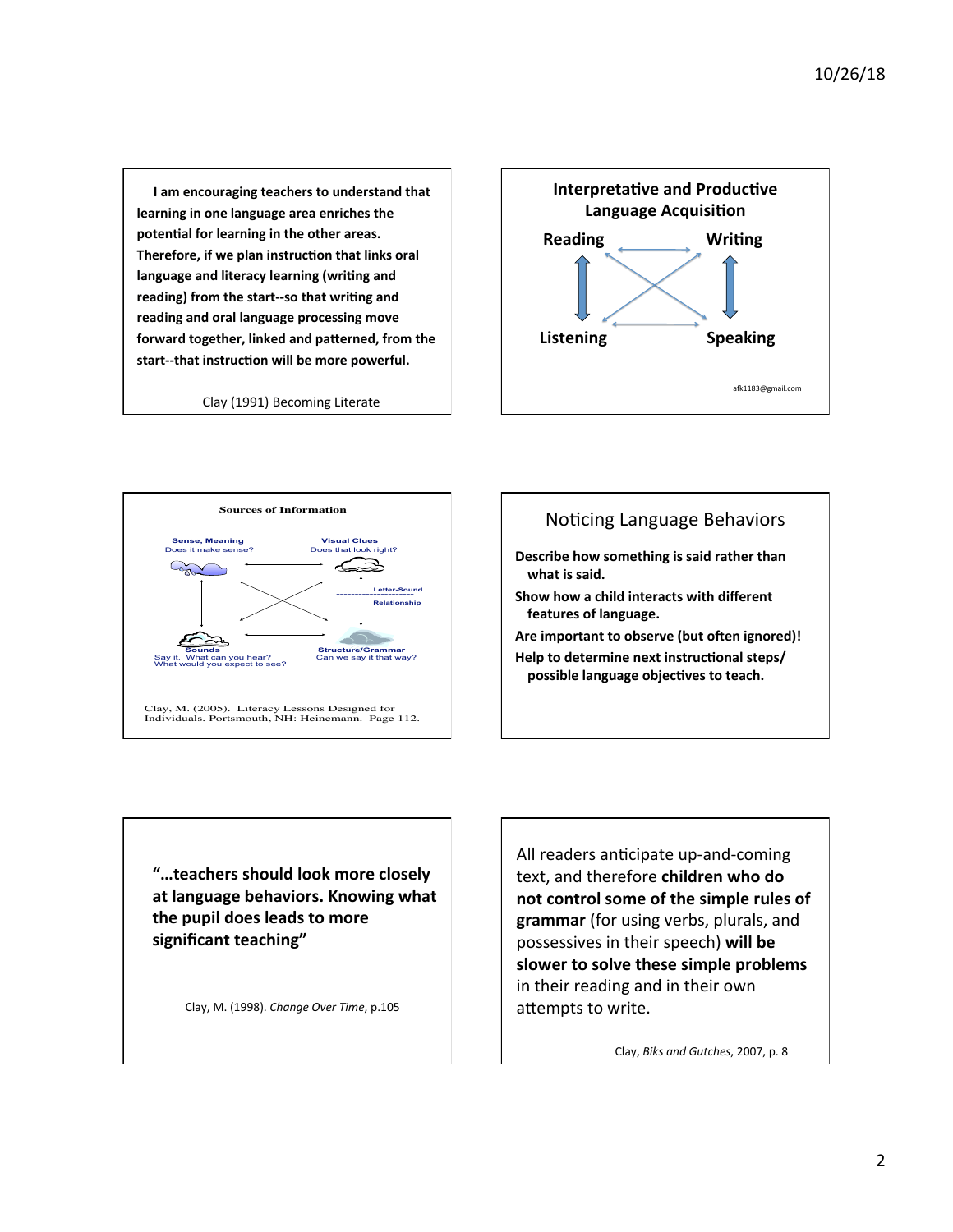**I am encouraging teachers to understand that learning in one language area enriches the potential for learning in the other areas. Therefore, if we plan instruction that links oral language and literacy learning (writing and reading) from the start--so that writing and reading and oral language processing move forward together, linked and patterned, from the start--that instruction will be more powerful.**

Clay (1991) Becoming Literate

## Interpretative and Productive Language Acquisition

Reading ↔ Writing

Listening ↔ Speaking

afk1183@gmail.com

**Sources of Information**

**Sense, Meaning**
Does it make sense?

**Visual Clues**
Does that look right?

**Letter-Sound Relationship**

**Sounds**
Say it. What can you hear? What would you expect to see?

**Structure/Grammar**
Can we say it that way?

Clay, M. (2005). Literacy Lessons Designed for Individuals. Portsmouth, NH: Heinemann. Page 112.

## Noticing Language Behaviors

- **Describe how something is said rather than what is said.**
- **Show how a child interacts with different features of language.**
- **Are important to observe (but often ignored)!**
- **Help to determine next instructional steps/ possible language objectives to teach.**

**"…teachers should look more closely at language behaviors. Knowing what the pupil does leads to more significant teaching"**

Clay, M. (1998). *Change Over Time*, p.105

All readers anticipate up-and-coming text, and therefore **children who do not control some of the simple rules of grammar** (for using verbs, plurals, and possessives in their speech) **will be slower to solve these simple problems** in their reading and in their own attempts to write.

Clay, *Biks and Gutches*, 2007, p. 8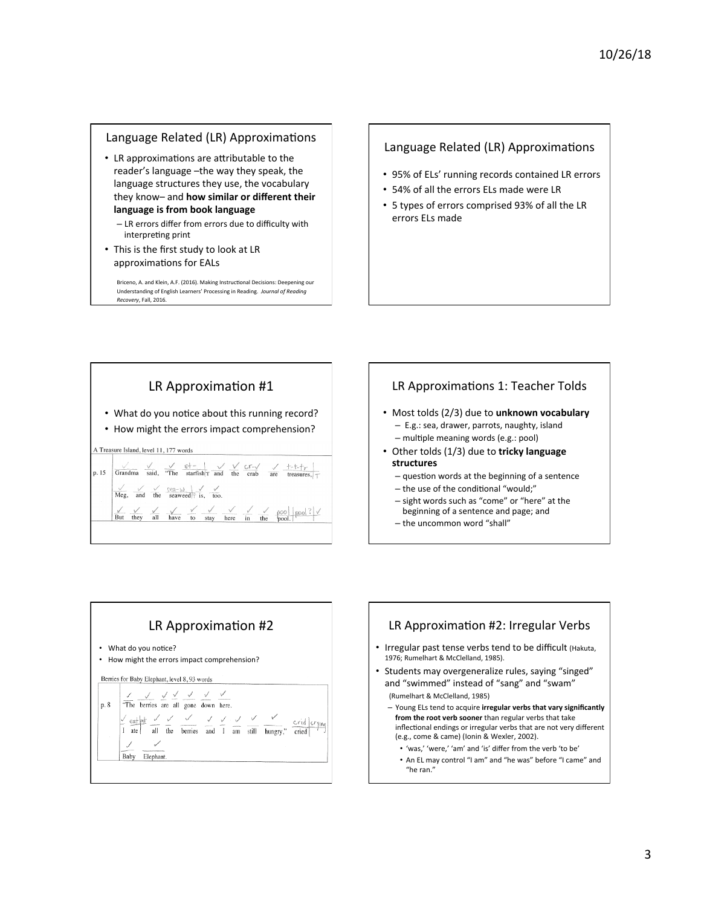## Language Related (LR) Approximations

- LR approximations are attributable to the reader's language –the way they speak, the language structures they use, the vocabulary they know– and **how similar or different their language is from book language**
  - LR errors differ from errors due to difficulty with interpreting print
- This is the first study to look at LR approximations for EALs

Briceno, A. and Klein, A.F. (2016). Making Instructional Decisions: Deepening our Understanding of English Learners' Processing in Reading. *Journal of Reading Recovery*, Fall, 2016.

## Language Related (LR) Approximations

- 95% of ELs' running records contained LR errors
- 54% of all the errors ELs made were LR
- 5 types of errors comprised 93% of all the LR errors ELs made

## LR Approximation #1

- What do you notice about this running record?
- How might the errors impact comprehension?

A Treasure Island, level 11, 177 words

| p. 15 | ✓ Grandma | ✓ said, | ✓ "The | st- \| starfish \| T | ✓ and | ✓ the | cr-✓ crab | ✓ are | t-t-tr \| treasures, \| T |
|---|---|---|---|---|---|---|---|---|---|
| | ✓ Meg, | ✓ and | ✓ the | sea-w \| seaweed \| T | ✓ is, | ✓ too. | | | |
| | ✓ But | ✓ they | ✓ all | ✓ have | ✓ to | ✓ stay | ✓ here | ✓ in | ✓ the | poo \| pool \| ? \| ✓ pool. |

## LR Approximations 1: Teacher Tolds

- Most tolds (2/3) due to **unknown vocabulary**
  - E.g.: sea, drawer, parrots, naughty, island
  - multiple meaning words (e.g.: pool)
- Other tolds (1/3) due to **tricky language structures**
  - question words at the beginning of a sentence
  - the use of the conditional "would;"
  - sight words such as "come" or "here" at the beginning of a sentence and page; and
  - the uncommon word "shall"

## LR Approximation #2

- What do you notice?
- How might the errors impact comprehension?

Berries for Baby Elephant, level 8, 93 words

| p. 8 | ✓ "The | ✓ berries | ✓ are | ✓ all | ✓ gone | ✓ down | ✓ here. | | | |
|---|---|---|---|---|---|---|---|---|---|---|
| | ✓ I | eat \| at \| ate | ✓ all | ✓ the | ✓ berries | ✓ and | ✓ I | ✓ am | ✓ still | ✓ hungry," | crid \| crying \| cried |
| | ✓ Baby | ✓ Elephant. | | | | | | | | |

## LR Approximation #2: Irregular Verbs

- Irregular past tense verbs tend to be difficult (Hakuta, 1976; Rumelhart & McClelland, 1985).
- Students may overgeneralize rules, saying "singed" and "swimmed" instead of "sang" and "swam" (Rumelhart & McClelland, 1985)
  - Young ELs tend to acquire **irregular verbs that vary significantly from the root verb sooner** than regular verbs that take inflectional endings or irregular verbs that are not very different (e.g., come & came) (Ionin & Wexler, 2002).
    - 'was,' 'were,' 'am' and 'is' differ from the verb 'to be'
    - An EL may control "I am" and "he was" before "I came" and "he ran."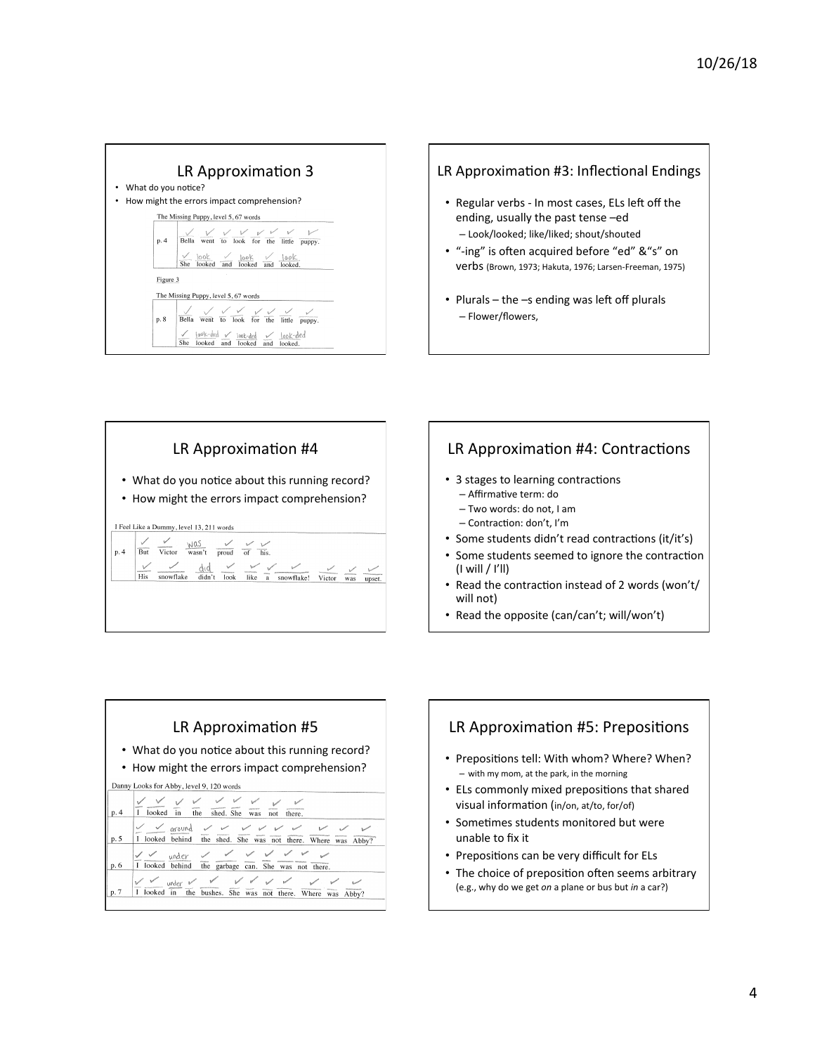## LR Approximation 3

- What do you notice?
- How might the errors impact comprehension?

The Missing Puppy, level 5, 67 words

| | | | | | | | | |
|---|---|---|---|---|---|---|---|---|
| p. 4 | ✓ Bella | ✓ went | ✓ to | ✓ look | ✓ for | ✓ the | ✓ little | ✓ puppy. |
| | ✓ She | look / looked | ✓ and | look / looked | ✓ and | look / looked. | | |

Figure 3

The Missing Puppy, level 5, 67 words

| | | | | | | | | |
|---|---|---|---|---|---|---|---|---|
| p. 8 | ✓ Bella | ✓ went | ✓ to | ✓ look | ✓ for | ✓ the | ✓ little | ✓ puppy. |
| | ✓ She | look-ded / looked | ✓ and | look-ded / looked | ✓ and | look-ded / looked. | | |

## LR Approximation #3: Inflectional Endings

- Regular verbs - In most cases, ELs left off the ending, usually the past tense –ed
  - Look/looked; like/liked; shout/shouted
- "-ing" is often acquired before "ed" &"s" on verbs (Brown, 1973; Hakuta, 1976; Larsen-Freeman, 1975)
- Plurals – the –s ending was left off plurals
  - Flower/flowers,

## LR Approximation #4

- What do you notice about this running record?
- How might the errors impact comprehension?

I Feel Like a Dummy, level 13, 211 words

| | | | | | | | | | | | |
|---|---|---|---|---|---|---|---|---|---|---|---|
| p. 4 | ✓ But | ✓ Victor | was / wasn't | ✓ proud | ✓ of | ✓ his. | | | | | |
| | ✓ His | ✓ snowflake | did / didn't | ✓ look | ✓ like | ✓ a | ✓ snowflake! | ✓ Victor | ✓ was | ✓ upset. | |

## LR Approximation #4: Contractions

- 3 stages to learning contractions
  - Affirmative term: do
  - Two words: do not, I am
  - Contraction: don't, I'm
- Some students didn't read contractions (it/it's)
- Some students seemed to ignore the contraction (I will / I'll)
- Read the contraction instead of 2 words (won't/ will not)
- Read the opposite (can/can't; will/won't)

## LR Approximation #5

- What do you notice about this running record?
- How might the errors impact comprehension?

Danny Looks for Abby, level 9, 120 words

| | | | | | | | | | | | |
|---|---|---|---|---|---|---|---|---|---|---|---|
| p. 4 | ✓ I | ✓ looked | ✓ in | ✓ the | ✓ shed. | ✓ She | ✓ was | ✓ not | ✓ there. | | |
| p. 5 | ✓ I | ✓ looked | around / behind | ✓ the | ✓ shed. | ✓ She | ✓ was | ✓ not | ✓ there. | ✓ Where | ✓ was ✓ Abby? |
| p. 6 | ✓ I | ✓ looked | under / behind | ✓ the | ✓ garbage | ✓ can. | ✓ She | ✓ was | ✓ not | ✓ there. | |
| p. 7 | ✓ I | ✓ looked | under / in | ✓ the | ✓ bushes. | ✓ She | ✓ was | ✓ not | ✓ there. | ✓ Where | ✓ was ✓ Abby? |

## LR Approximation #5: Prepositions

- Prepositions tell: With whom? Where? When?
  - with my mom, at the park, in the morning
- ELs commonly mixed prepositions that shared visual information (in/on, at/to, for/of)
- Sometimes students monitored but were unable to fix it
- Prepositions can be very difficult for ELs
- The choice of preposition often seems arbitrary (e.g., why do we get *on* a plane or bus but *in* a car?)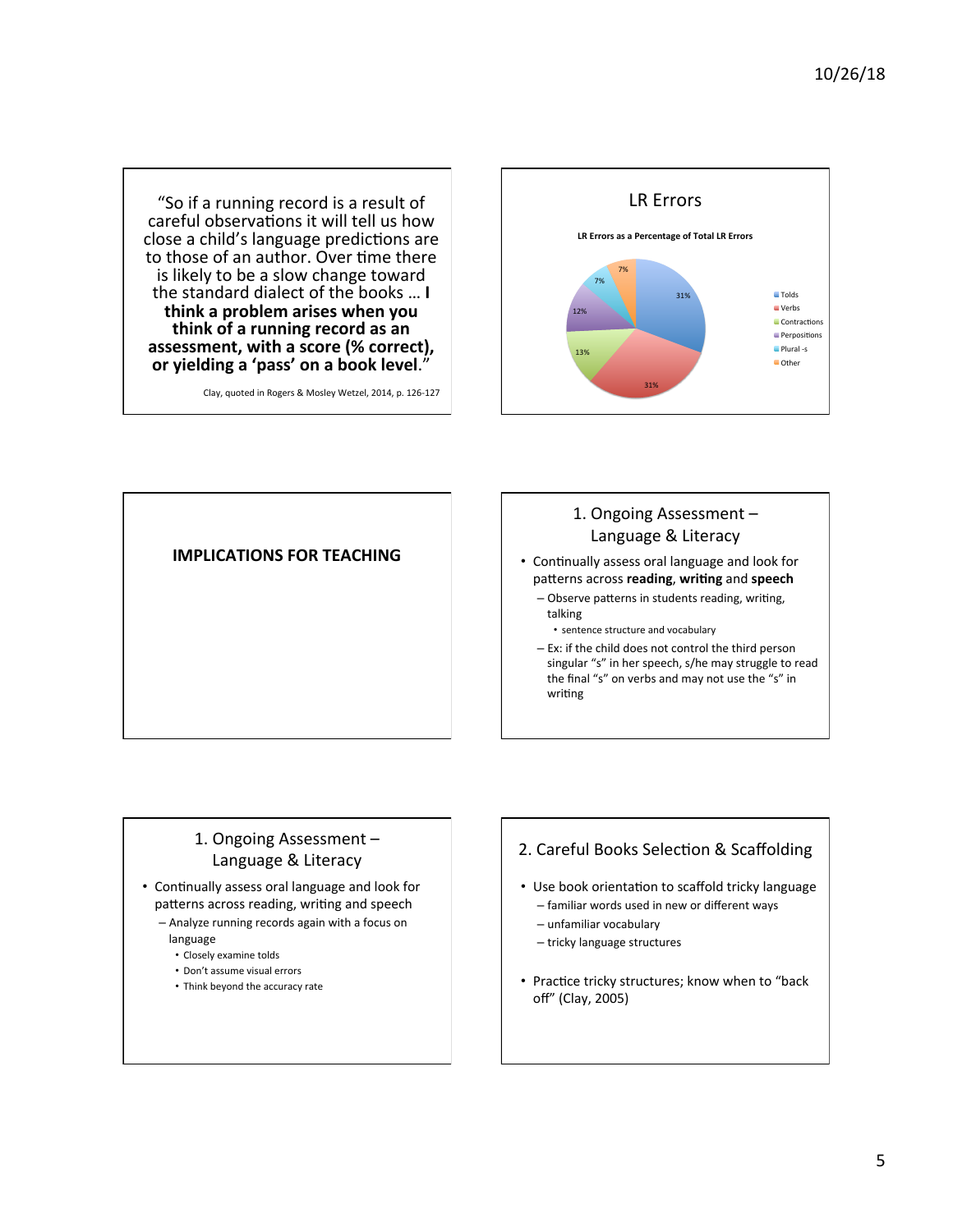"So if a running record is a result of careful observations it will tell us how close a child's language predictions are to those of an author. Over time there is likely to be a slow change toward the standard dialect of the books … **I think a problem arises when you think of a running record as an assessment, with a score (% correct), or yielding a 'pass' on a book level**."

Clay, quoted in Rogers & Mosley Wetzel, 2014, p. 126-127

## LR Errors

**LR Errors as a Percentage of Total LR Errors**

| Category | Percentage |
|---|---|
| Tolds | 31% |
| Verbs | 31% |
| Contractions | 13% |
| Perpositions | 12% |
| Plural -s | 7% |
| Other | 7% |

## IMPLICATIONS FOR TEACHING

## 1. Ongoing Assessment – Language & Literacy

- Continually assess oral language and look for patterns across **reading**, **writing** and **speech**
  - Observe patterns in students reading, writing, talking
    - sentence structure and vocabulary
  - Ex: if the child does not control the third person singular "s" in her speech, s/he may struggle to read the final "s" on verbs and may not use the "s" in writing

## 1. Ongoing Assessment – Language & Literacy

- Continually assess oral language and look for patterns across reading, writing and speech
  - Analyze running records again with a focus on language
    - Closely examine tolds
    - Don't assume visual errors
    - Think beyond the accuracy rate

## 2. Careful Books Selection & Scaffolding

- Use book orientation to scaffold tricky language
  - familiar words used in new or different ways
  - unfamiliar vocabulary
  - tricky language structures
- Practice tricky structures; know when to "back off" (Clay, 2005)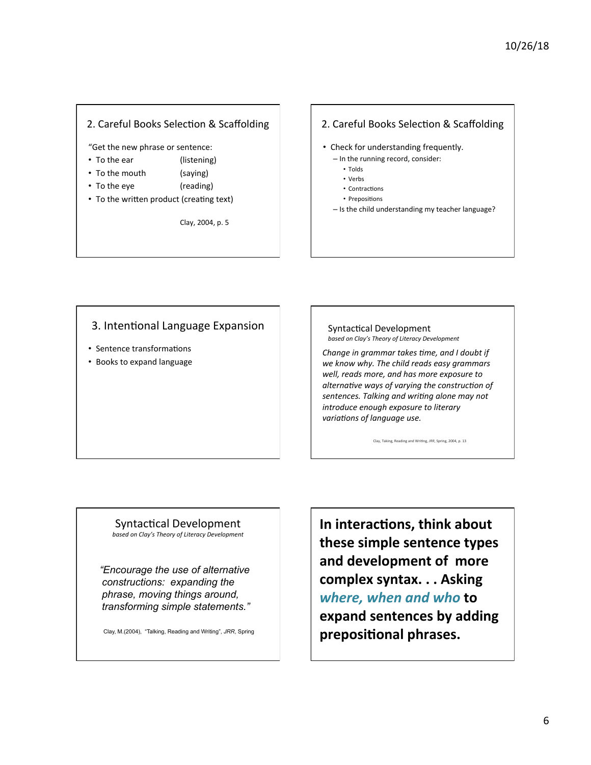## 2. Careful Books Selection & Scaffolding

"Get the new phrase or sentence:

- To the ear (listening)
- To the mouth (saying)
- To the eye (reading)
- To the written product (creating text)

Clay, 2004, p. 5

## 2. Careful Books Selection & Scaffolding

- Check for understanding frequently.
  - In the running record, consider:
    - Tolds
    - Verbs
    - Contractions
    - Prepositions
  - Is the child understanding my teacher language?

## 3. Intentional Language Expansion

- Sentence transformations
- Books to expand language

## Syntactical Development

*based on Clay's Theory of Literacy Development*

*Change in grammar takes time, and I doubt if we know why. The child reads easy grammars well, reads more, and has more exposure to alternative ways of varying the construction of sentences. Talking and writing alone may not introduce enough exposure to literary variations of language use.*

Clay, Taking, Reading and Writing, *JRR*, Spring, 2004, p. 13

## Syntactical Development

*based on Clay's Theory of Literacy Development*

*"Encourage the use of alternative constructions: expanding the phrase, moving things around, transforming simple statements."*

Clay, M.(2004), "Talking, Reading and Writing", *JRR*, Spring

**In interactions, think about these simple sentence types and development of more complex syntax. . . Asking *where, when and who* to expand sentences by adding prepositional phrases.**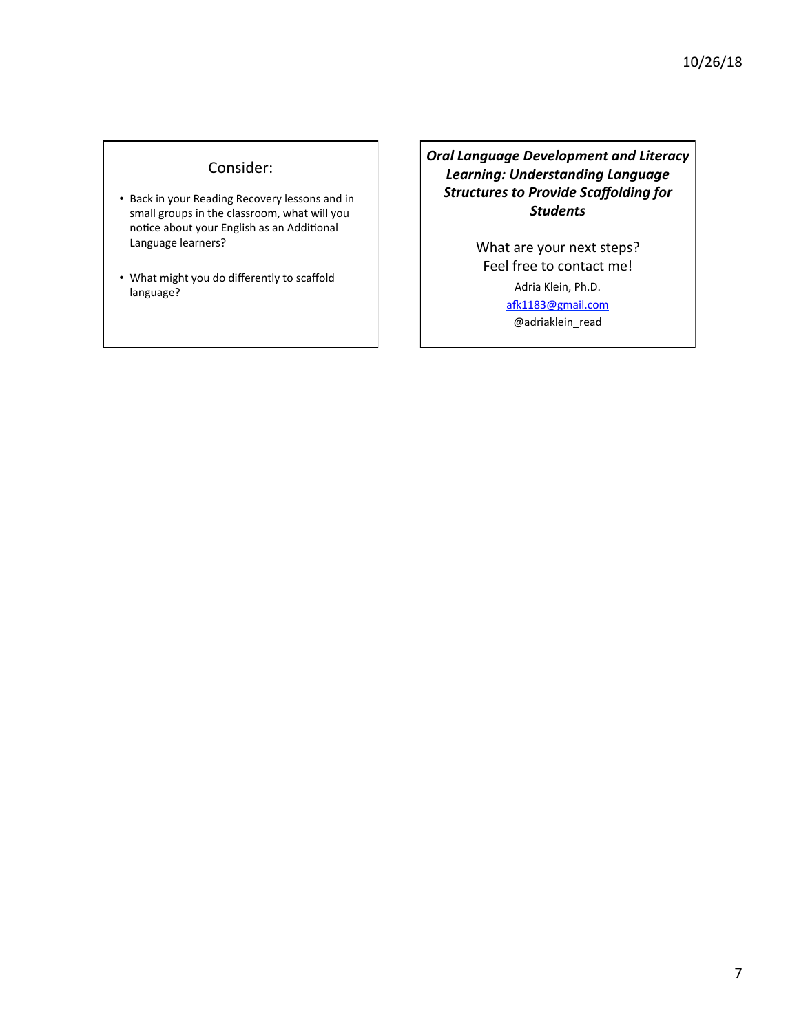## Consider:

- Back in your Reading Recovery lessons and in small groups in the classroom, what will you notice about your English as an Additional Language learners?
- What might you do differently to scaffold language?

***Oral Language Development and Literacy Learning: Understanding Language Structures to Provide Scaffolding for Students***

What are your next steps?
Feel free to contact me!

Adria Klein, Ph.D.
afk1183@gmail.com
@adriaklein_read